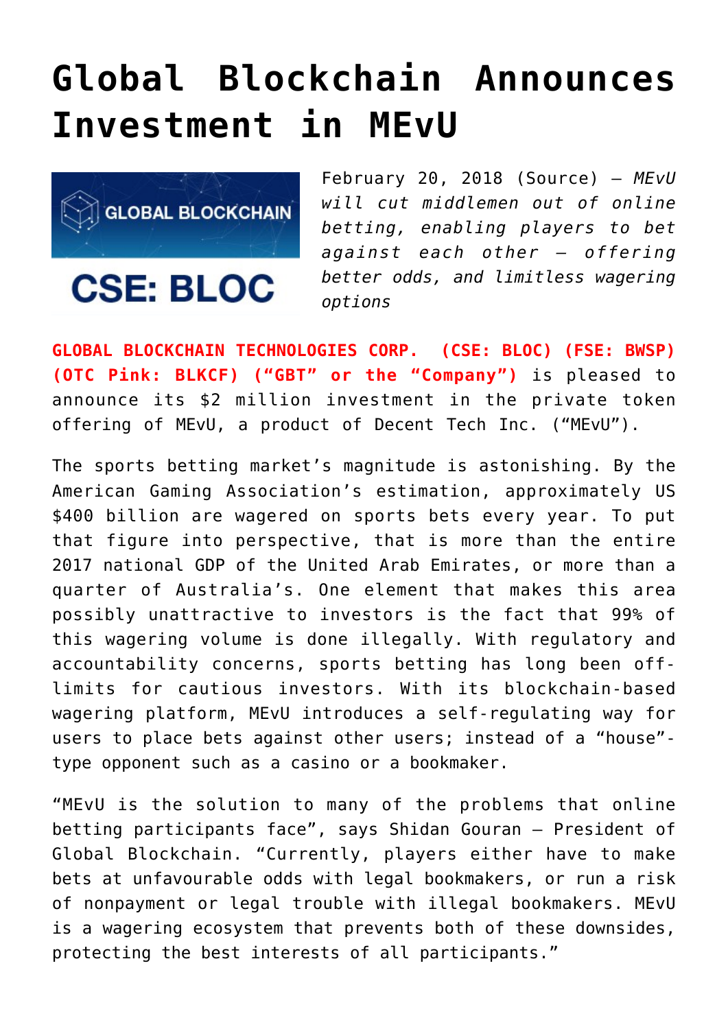# Global Blockchain Announces Investment in MEvU

February 20, 2018 (Source) — *MEvU will cut middlemen out of online betting, enabling players to bet against each other — offering better odds, and limitless wagering options*

**GLOBAL BLOCKCHAIN TECHNOLOGIES CORP. (CSE: BLOC) (FSE: BWSP) (OTC Pink: BLKCF) ("GBT" or the "Company")** is pleased to announce its $2 million investment in the private token offering of MEvU, a product of Decent Tech Inc. ("MEvU").

The sports betting market's magnitude is astonishing. By the American Gaming Association's estimation, approximately US $400 billion are wagered on sports bets every year. To put that figure into perspective, that is more than the entire 2017 national GDP of the United Arab Emirates, or more than a quarter of Australia's. One element that makes this area possibly unattractive to investors is the fact that 99% of this wagering volume is done illegally. With regulatory and accountability concerns, sports betting has long been off-limits for cautious investors. With its blockchain-based wagering platform, MEvU introduces a self-regulating way for users to place bets against other users; instead of a "house"-type opponent such as a casino or a bookmaker.

"MEvU is the solution to many of the problems that online betting participants face", says Shidan Gouran — President of Global Blockchain. "Currently, players either have to make bets at unfavourable odds with legal bookmakers, or run a risk of nonpayment or legal trouble with illegal bookmakers. MEvU is a wagering ecosystem that prevents both of these downsides, protecting the best interests of all participants."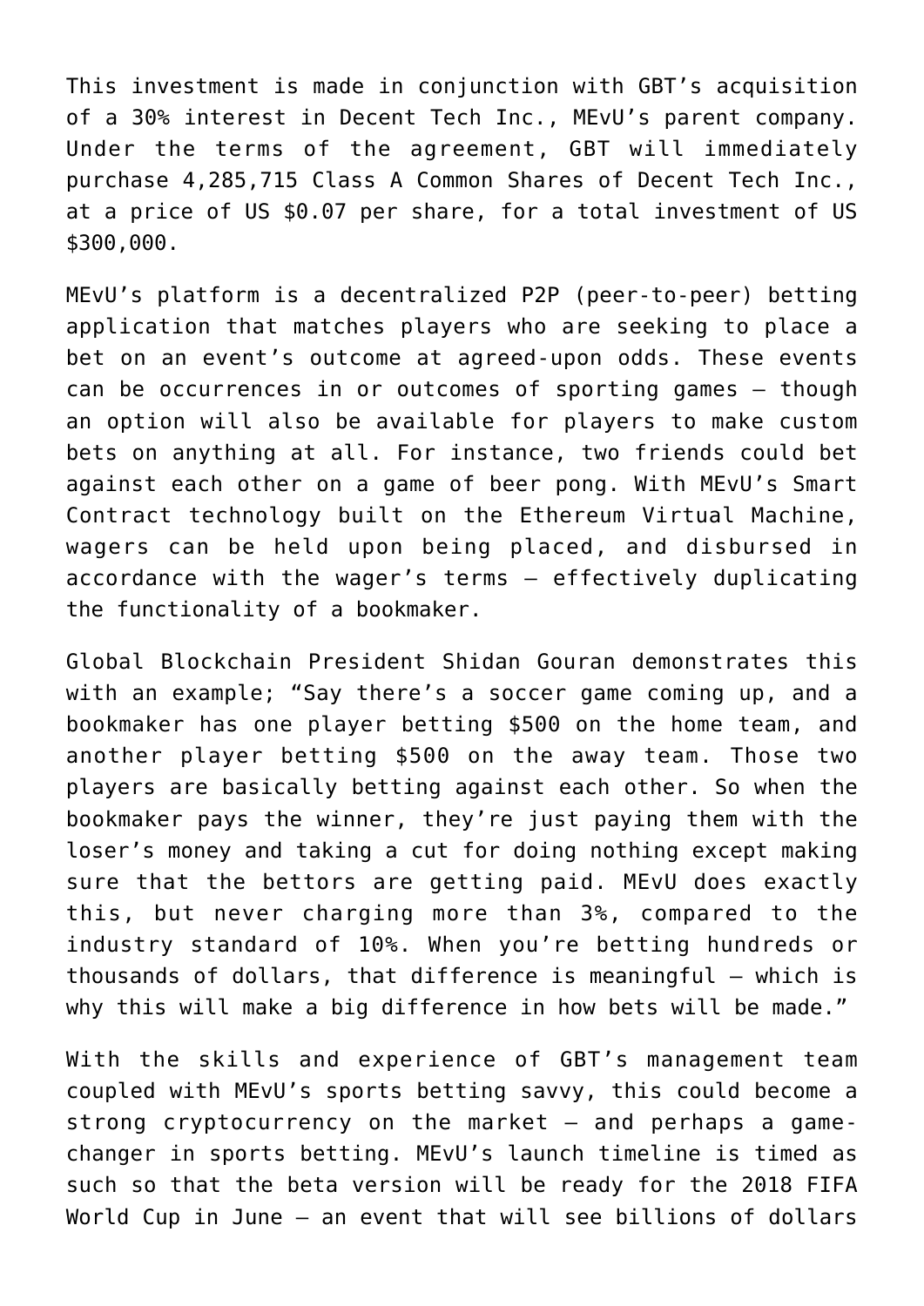This investment is made in conjunction with GBT's acquisition of a 30% interest in Decent Tech Inc., MEvU's parent company. Under the terms of the agreement, GBT will immediately purchase 4,285,715 Class A Common Shares of Decent Tech Inc., at a price of US $0.07 per share, for a total investment of US $300,000.

MEvU's platform is a decentralized P2P (peer-to-peer) betting application that matches players who are seeking to place a bet on an event's outcome at agreed-upon odds. These events can be occurrences in or outcomes of sporting games – though an option will also be available for players to make custom bets on anything at all. For instance, two friends could bet against each other on a game of beer pong. With MEvU's Smart Contract technology built on the Ethereum Virtual Machine, wagers can be held upon being placed, and disbursed in accordance with the wager's terms – effectively duplicating the functionality of a bookmaker.

Global Blockchain President Shidan Gouran demonstrates this with an example; "Say there's a soccer game coming up, and a bookmaker has one player betting $500 on the home team, and another player betting $500 on the away team. Those two players are basically betting against each other. So when the bookmaker pays the winner, they're just paying them with the loser's money and taking a cut for doing nothing except making sure that the bettors are getting paid. MEvU does exactly this, but never charging more than 3%, compared to the industry standard of 10%. When you're betting hundreds or thousands of dollars, that difference is meaningful – which is why this will make a big difference in how bets will be made."

With the skills and experience of GBT's management team coupled with MEvU's sports betting savvy, this could become a strong cryptocurrency on the market – and perhaps a game-changer in sports betting. MEvU's launch timeline is timed as such so that the beta version will be ready for the 2018 FIFA World Cup in June – an event that will see billions of dollars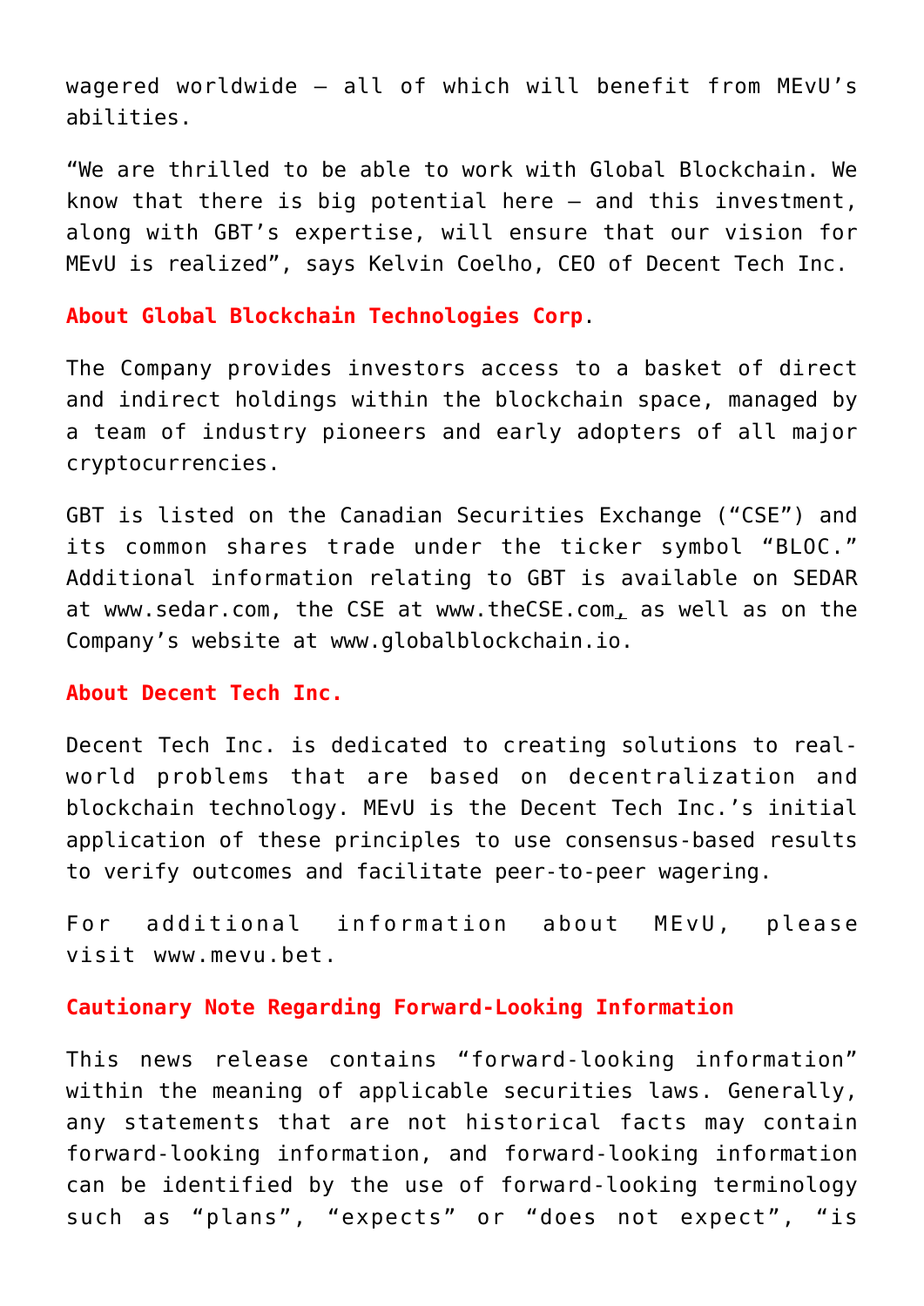wagered worldwide – all of which will benefit from MEvU's abilities.

"We are thrilled to be able to work with Global Blockchain. We know that there is big potential here – and this investment, along with GBT's expertise, will ensure that our vision for MEvU is realized", says Kelvin Coelho, CEO of Decent Tech Inc.

**About Global Blockchain Technologies Corp.**

The Company provides investors access to a basket of direct and indirect holdings within the blockchain space, managed by a team of industry pioneers and early adopters of all major cryptocurrencies.

GBT is listed on the Canadian Securities Exchange ("CSE") and its common shares trade under the ticker symbol "BLOC." Additional information relating to GBT is available on SEDAR at www.sedar.com, the CSE at www.theCSE.com, as well as on the Company's website at www.globalblockchain.io.

**About Decent Tech Inc.**

Decent Tech Inc. is dedicated to creating solutions to real-world problems that are based on decentralization and blockchain technology. MEvU is the Decent Tech Inc.'s initial application of these principles to use consensus-based results to verify outcomes and facilitate peer-to-peer wagering.

For additional information about MEvU, please visit www.mevu.bet.

**Cautionary Note Regarding Forward-Looking Information**

This news release contains "forward-looking information" within the meaning of applicable securities laws. Generally, any statements that are not historical facts may contain forward-looking information, and forward-looking information can be identified by the use of forward-looking terminology such as "plans", "expects" or "does not expect", "is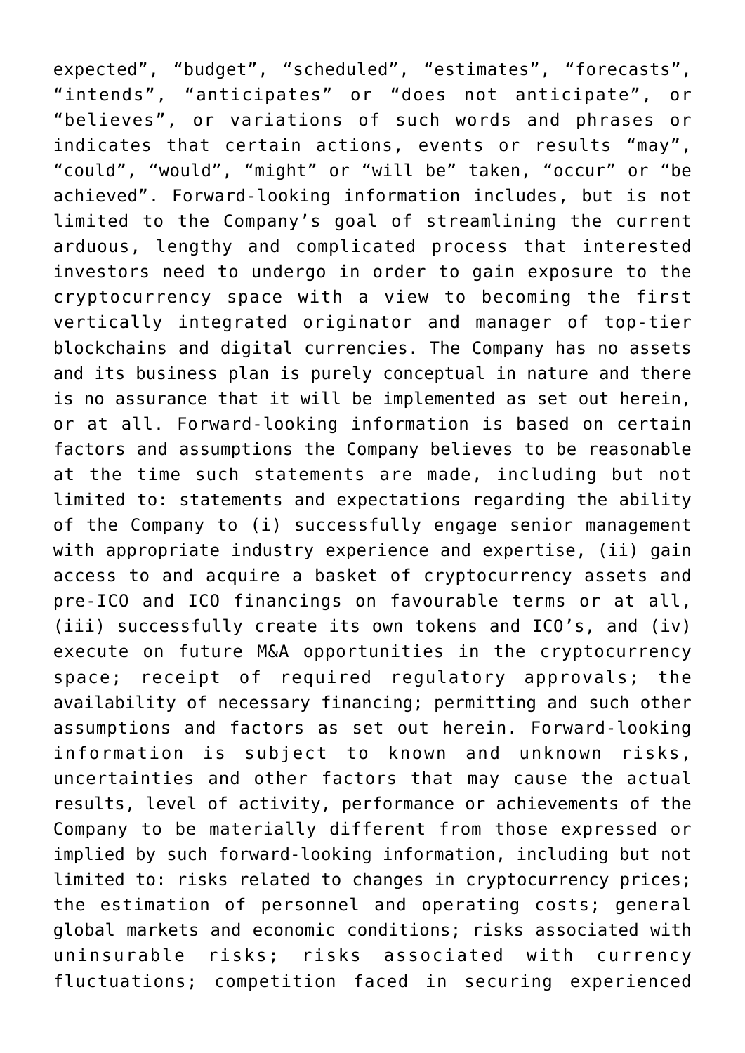expected", "budget", "scheduled", "estimates", "forecasts", "intends", "anticipates" or "does not anticipate", or "believes", or variations of such words and phrases or indicates that certain actions, events or results "may", "could", "would", "might" or "will be" taken, "occur" or "be achieved". Forward-looking information includes, but is not limited to the Company's goal of streamlining the current arduous, lengthy and complicated process that interested investors need to undergo in order to gain exposure to the cryptocurrency space with a view to becoming the first vertically integrated originator and manager of top-tier blockchains and digital currencies. The Company has no assets and its business plan is purely conceptual in nature and there is no assurance that it will be implemented as set out herein, or at all. Forward-looking information is based on certain factors and assumptions the Company believes to be reasonable at the time such statements are made, including but not limited to: statements and expectations regarding the ability of the Company to (i) successfully engage senior management with appropriate industry experience and expertise, (ii) gain access to and acquire a basket of cryptocurrency assets and pre-ICO and ICO financings on favourable terms or at all, (iii) successfully create its own tokens and ICO's, and (iv) execute on future M&A opportunities in the cryptocurrency space; receipt of required regulatory approvals; the availability of necessary financing; permitting and such other assumptions and factors as set out herein. Forward-looking information is subject to known and unknown risks, uncertainties and other factors that may cause the actual results, level of activity, performance or achievements of the Company to be materially different from those expressed or implied by such forward-looking information, including but not limited to: risks related to changes in cryptocurrency prices; the estimation of personnel and operating costs; general global markets and economic conditions; risks associated with uninsurable risks; risks associated with currency fluctuations; competition faced in securing experienced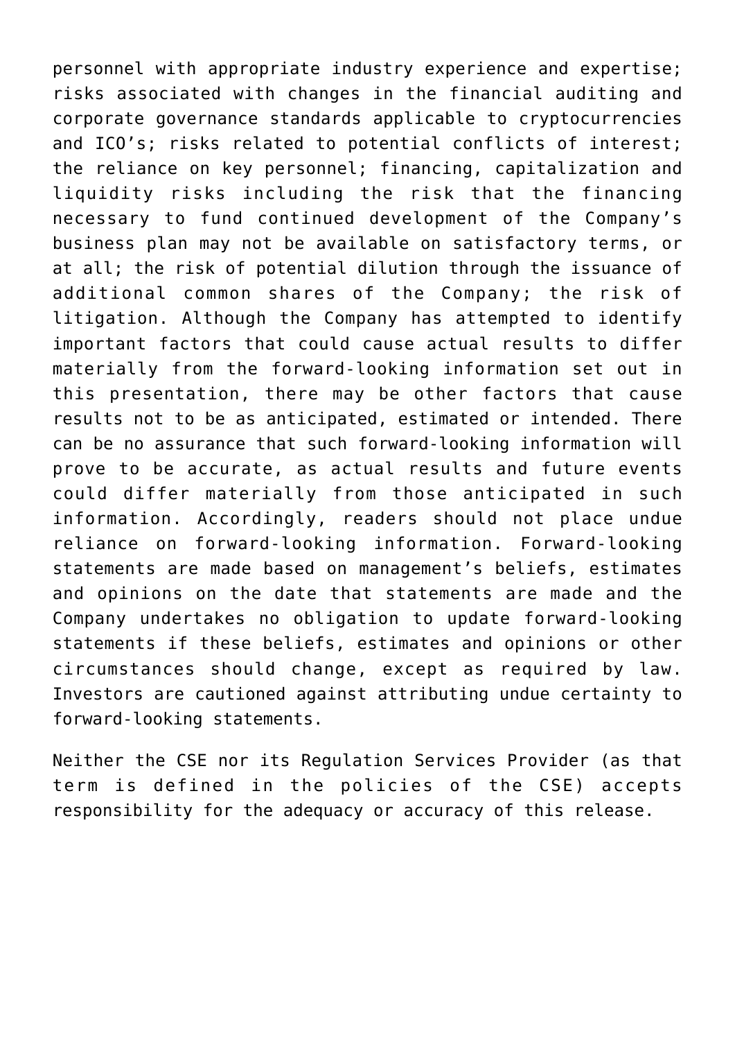personnel with appropriate industry experience and expertise; risks associated with changes in the financial auditing and corporate governance standards applicable to cryptocurrencies and ICO's; risks related to potential conflicts of interest; the reliance on key personnel; financing, capitalization and liquidity risks including the risk that the financing necessary to fund continued development of the Company's business plan may not be available on satisfactory terms, or at all; the risk of potential dilution through the issuance of additional common shares of the Company; the risk of litigation. Although the Company has attempted to identify important factors that could cause actual results to differ materially from the forward-looking information set out in this presentation, there may be other factors that cause results not to be as anticipated, estimated or intended. There can be no assurance that such forward-looking information will prove to be accurate, as actual results and future events could differ materially from those anticipated in such information. Accordingly, readers should not place undue reliance on forward-looking information. Forward-looking statements are made based on management's beliefs, estimates and opinions on the date that statements are made and the Company undertakes no obligation to update forward-looking statements if these beliefs, estimates and opinions or other circumstances should change, except as required by law. Investors are cautioned against attributing undue certainty to forward-looking statements.

Neither the CSE nor its Regulation Services Provider (as that term is defined in the policies of the CSE) accepts responsibility for the adequacy or accuracy of this release.